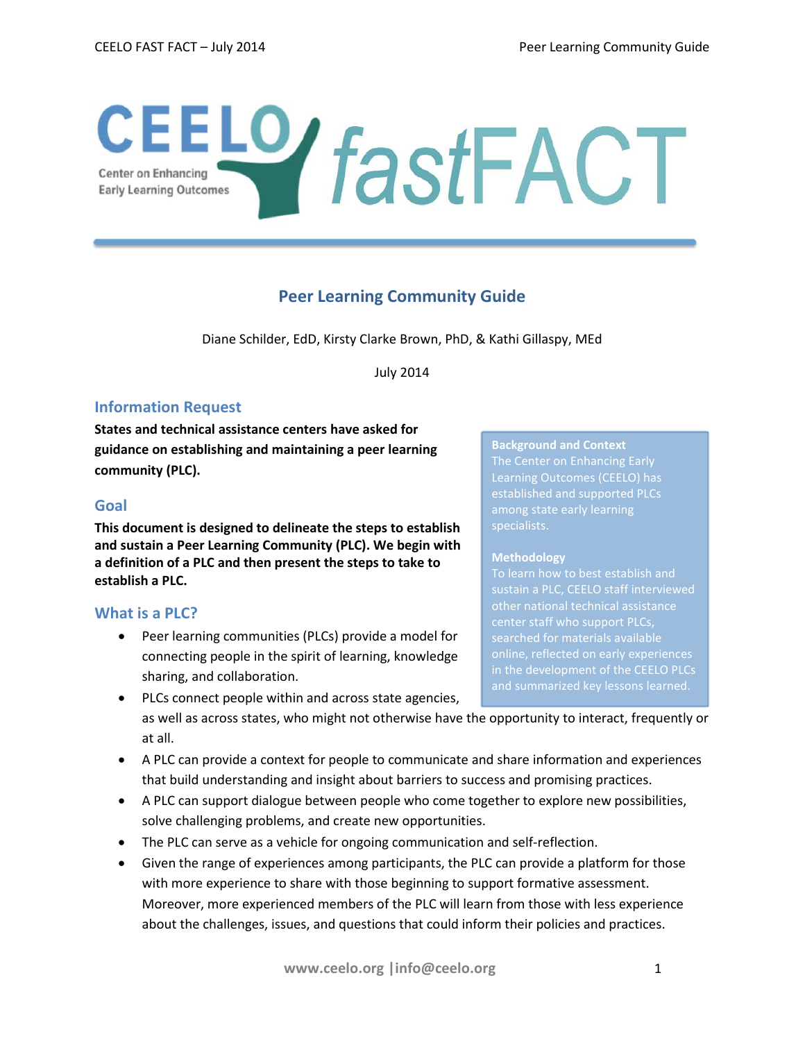# Peer Learning Community Guide

Diane Schilder, EdD, Kirsty Clarke Brown, PhD, & Kathi Gillaspy, MEd

July 2014

## Information Request

**States and technical assistance centers have asked for guidance on establishing and maintaining a peer learning community (PLC).**

## Goal

**This document is designed to delineate the steps to establish and sustain a Peer Learning Community (PLC). We begin with a definition of a PLC and then present the steps to take to establish a PLC.**

**Background and Context**
The Center on Enhancing Early Learning Outcomes (CEELO) has established and supported PLCs among state early learning specialists.

**Methodology**
To learn how to best establish and sustain a PLC, CEELO staff interviewed other national technical assistance center staff who support PLCs, searched for materials available online, reflected on early experiences in the development of the CEELO PLCs and summarized key lessons learned.

## What is a PLC?

- Peer learning communities (PLCs) provide a model for connecting people in the spirit of learning, knowledge sharing, and collaboration.
- PLCs connect people within and across state agencies, as well as across states, who might not otherwise have the opportunity to interact, frequently or at all.
- A PLC can provide a context for people to communicate and share information and experiences that build understanding and insight about barriers to success and promising practices.
- A PLC can support dialogue between people who come together to explore new possibilities, solve challenging problems, and create new opportunities.
- The PLC can serve as a vehicle for ongoing communication and self-reflection.
- Given the range of experiences among participants, the PLC can provide a platform for those with more experience to share with those beginning to support formative assessment. Moreover, more experienced members of the PLC will learn from those with less experience about the challenges, issues, and questions that could inform their policies and practices.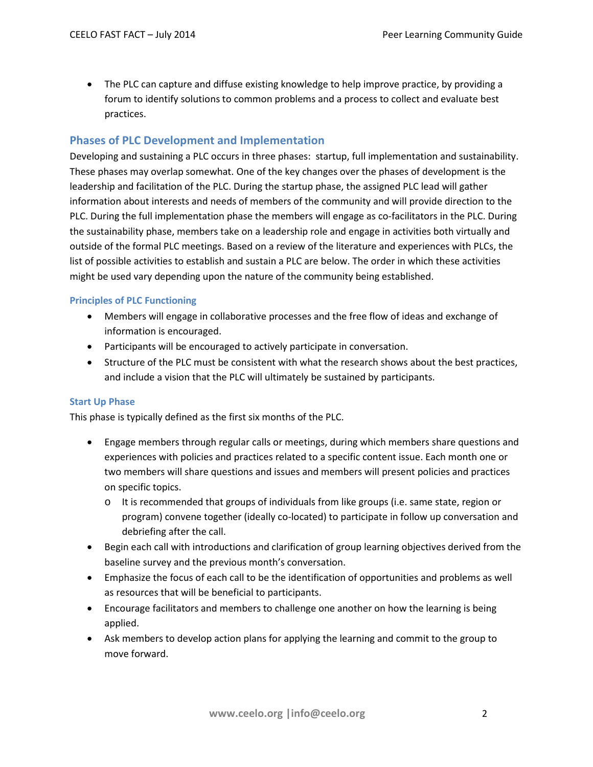- The PLC can capture and diffuse existing knowledge to help improve practice, by providing a forum to identify solutions to common problems and a process to collect and evaluate best practices.

## Phases of PLC Development and Implementation

Developing and sustaining a PLC occurs in three phases: startup, full implementation and sustainability. These phases may overlap somewhat. One of the key changes over the phases of development is the leadership and facilitation of the PLC. During the startup phase, the assigned PLC lead will gather information about interests and needs of members of the community and will provide direction to the PLC. During the full implementation phase the members will engage as co-facilitators in the PLC. During the sustainability phase, members take on a leadership role and engage in activities both virtually and outside of the formal PLC meetings. Based on a review of the literature and experiences with PLCs, the list of possible activities to establish and sustain a PLC are below. The order in which these activities might be used vary depending upon the nature of the community being established.

### Principles of PLC Functioning

- Members will engage in collaborative processes and the free flow of ideas and exchange of information is encouraged.
- Participants will be encouraged to actively participate in conversation.
- Structure of the PLC must be consistent with what the research shows about the best practices, and include a vision that the PLC will ultimately be sustained by participants.

### Start Up Phase

This phase is typically defined as the first six months of the PLC.

- Engage members through regular calls or meetings, during which members share questions and experiences with policies and practices related to a specific content issue. Each month one or two members will share questions and issues and members will present policies and practices on specific topics.
  - It is recommended that groups of individuals from like groups (i.e. same state, region or program) convene together (ideally co-located) to participate in follow up conversation and debriefing after the call.
- Begin each call with introductions and clarification of group learning objectives derived from the baseline survey and the previous month's conversation.
- Emphasize the focus of each call to be the identification of opportunities and problems as well as resources that will be beneficial to participants.
- Encourage facilitators and members to challenge one another on how the learning is being applied.
- Ask members to develop action plans for applying the learning and commit to the group to move forward.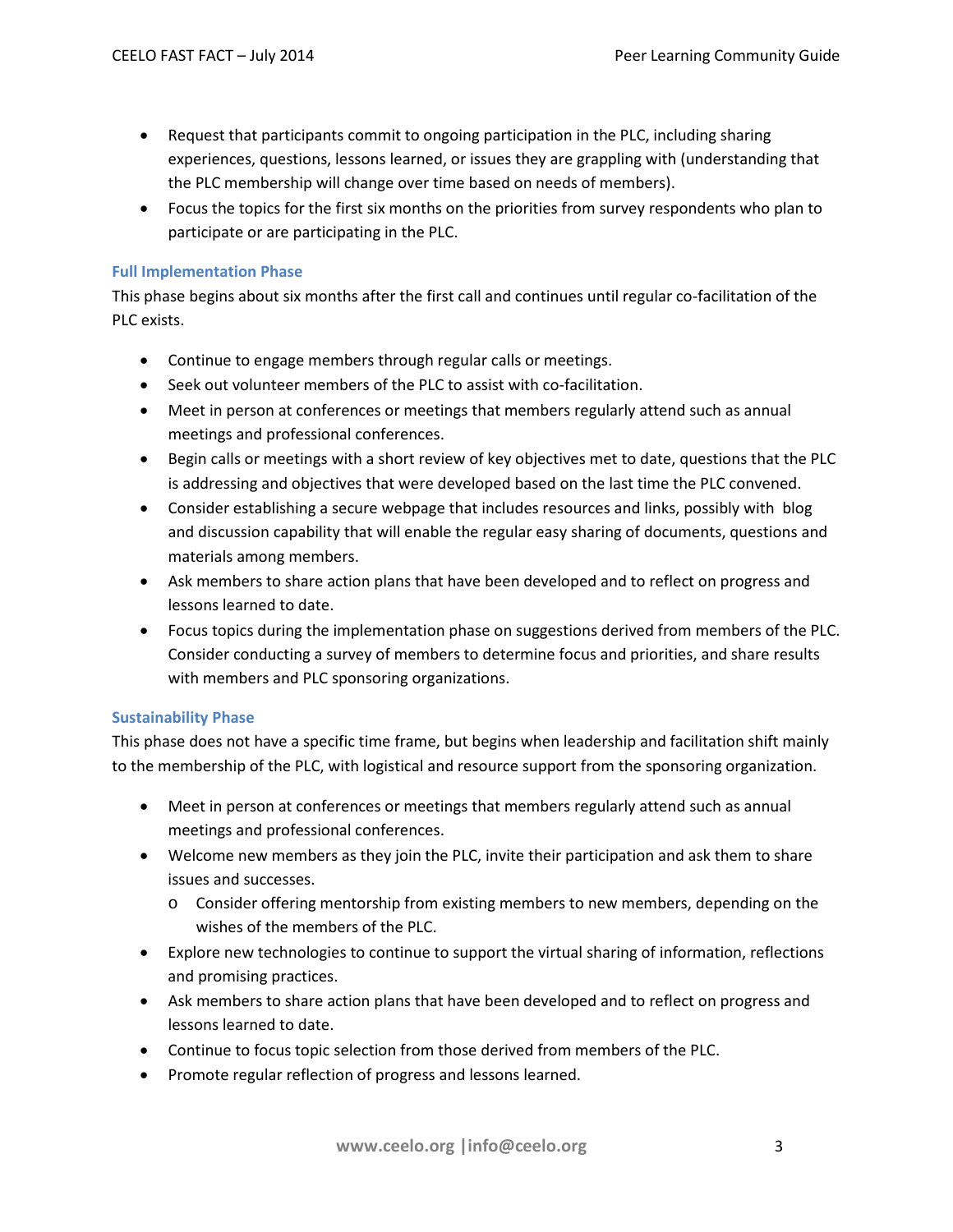- Request that participants commit to ongoing participation in the PLC, including sharing experiences, questions, lessons learned, or issues they are grappling with (understanding that the PLC membership will change over time based on needs of members).
- Focus the topics for the first six months on the priorities from survey respondents who plan to participate or are participating in the PLC.

### Full Implementation Phase

This phase begins about six months after the first call and continues until regular co-facilitation of the PLC exists.

- Continue to engage members through regular calls or meetings.
- Seek out volunteer members of the PLC to assist with co-facilitation.
- Meet in person at conferences or meetings that members regularly attend such as annual meetings and professional conferences.
- Begin calls or meetings with a short review of key objectives met to date, questions that the PLC is addressing and objectives that were developed based on the last time the PLC convened.
- Consider establishing a secure webpage that includes resources and links, possibly with blog and discussion capability that will enable the regular easy sharing of documents, questions and materials among members.
- Ask members to share action plans that have been developed and to reflect on progress and lessons learned to date.
- Focus topics during the implementation phase on suggestions derived from members of the PLC. Consider conducting a survey of members to determine focus and priorities, and share results with members and PLC sponsoring organizations.

### Sustainability Phase

This phase does not have a specific time frame, but begins when leadership and facilitation shift mainly to the membership of the PLC, with logistical and resource support from the sponsoring organization.

- Meet in person at conferences or meetings that members regularly attend such as annual meetings and professional conferences.
- Welcome new members as they join the PLC, invite their participation and ask them to share issues and successes.
    - Consider offering mentorship from existing members to new members, depending on the wishes of the members of the PLC.
- Explore new technologies to continue to support the virtual sharing of information, reflections and promising practices.
- Ask members to share action plans that have been developed and to reflect on progress and lessons learned to date.
- Continue to focus topic selection from those derived from members of the PLC.
- Promote regular reflection of progress and lessons learned.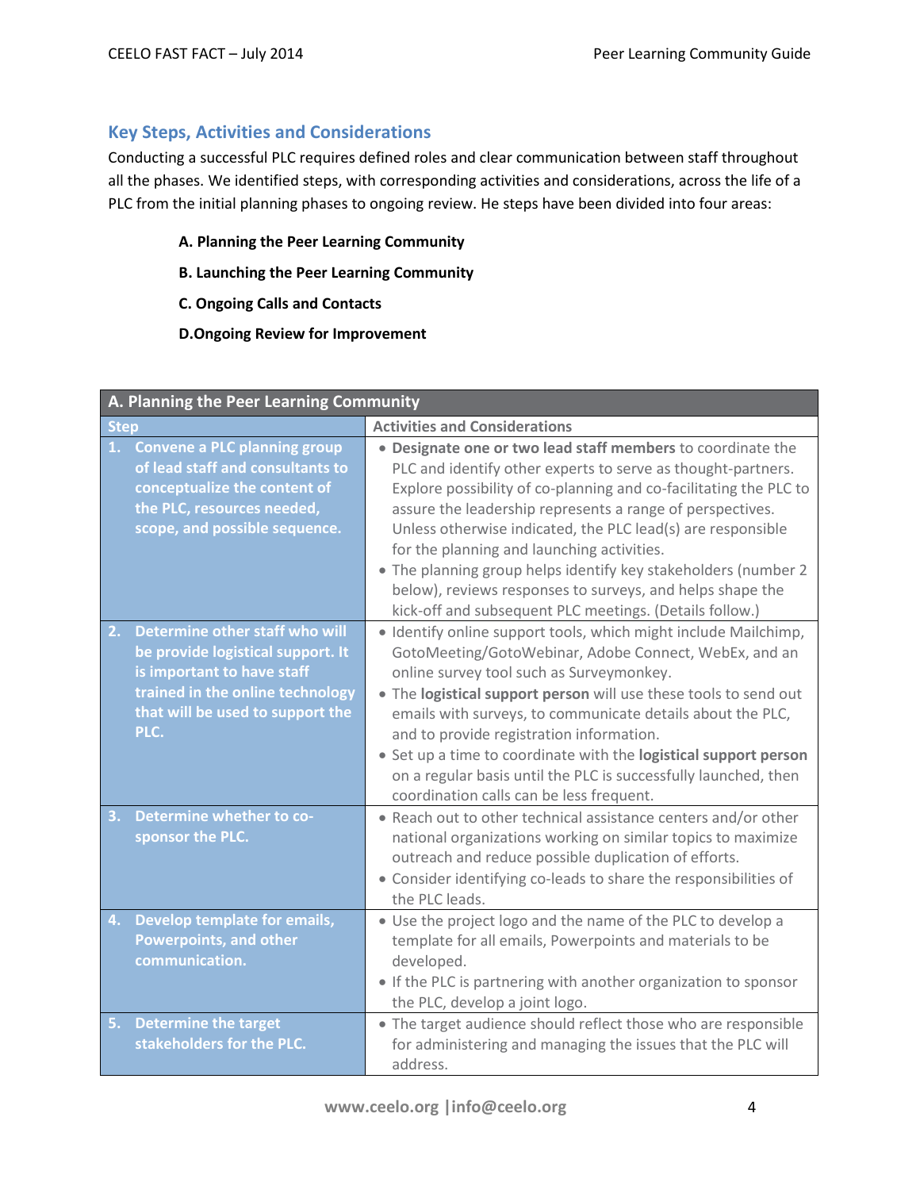## Key Steps, Activities and Considerations

Conducting a successful PLC requires defined roles and clear communication between staff throughout all the phases. We identified steps, with corresponding activities and considerations, across the life of a PLC from the initial planning phases to ongoing review. He steps have been divided into four areas:

**A. Planning the Peer Learning Community**

**B. Launching the Peer Learning Community**

**C. Ongoing Calls and Contacts**

**D.Ongoing Review for Improvement**

| A. Planning the Peer Learning Community | |
|---|---|
| **Step** | **Activities and Considerations** |
| **1. Convene a PLC planning group of lead staff and consultants to conceptualize the content of the PLC, resources needed, scope, and possible sequence.** | • **Designate one or two lead staff members** to coordinate the PLC and identify other experts to serve as thought-partners. Explore possibility of co-planning and co-facilitating the PLC to assure the leadership represents a range of perspectives. Unless otherwise indicated, the PLC lead(s) are responsible for the planning and launching activities.<br>• The planning group helps identify key stakeholders (number 2 below), reviews responses to surveys, and helps shape the kick-off and subsequent PLC meetings. (Details follow.) |
| **2. Determine other staff who will be provide logistical support. It is important to have staff trained in the online technology that will be used to support the PLC.** | • Identify online support tools, which might include Mailchimp, GotoMeeting/GotoWebinar, Adobe Connect, WebEx, and an online survey tool such as Surveymonkey.<br>• The **logistical support person** will use these tools to send out emails with surveys, to communicate details about the PLC, and to provide registration information.<br>• Set up a time to coordinate with the **logistical support person** on a regular basis until the PLC is successfully launched, then coordination calls can be less frequent. |
| **3. Determine whether to co-sponsor the PLC.** | • Reach out to other technical assistance centers and/or other national organizations working on similar topics to maximize outreach and reduce possible duplication of efforts.<br>• Consider identifying co-leads to share the responsibilities of the PLC leads. |
| **4. Develop template for emails, Powerpoints, and other communication.** | • Use the project logo and the name of the PLC to develop a template for all emails, Powerpoints and materials to be developed.<br>• If the PLC is partnering with another organization to sponsor the PLC, develop a joint logo. |
| **5. Determine the target stakeholders for the PLC.** | • The target audience should reflect those who are responsible for administering and managing the issues that the PLC will address. |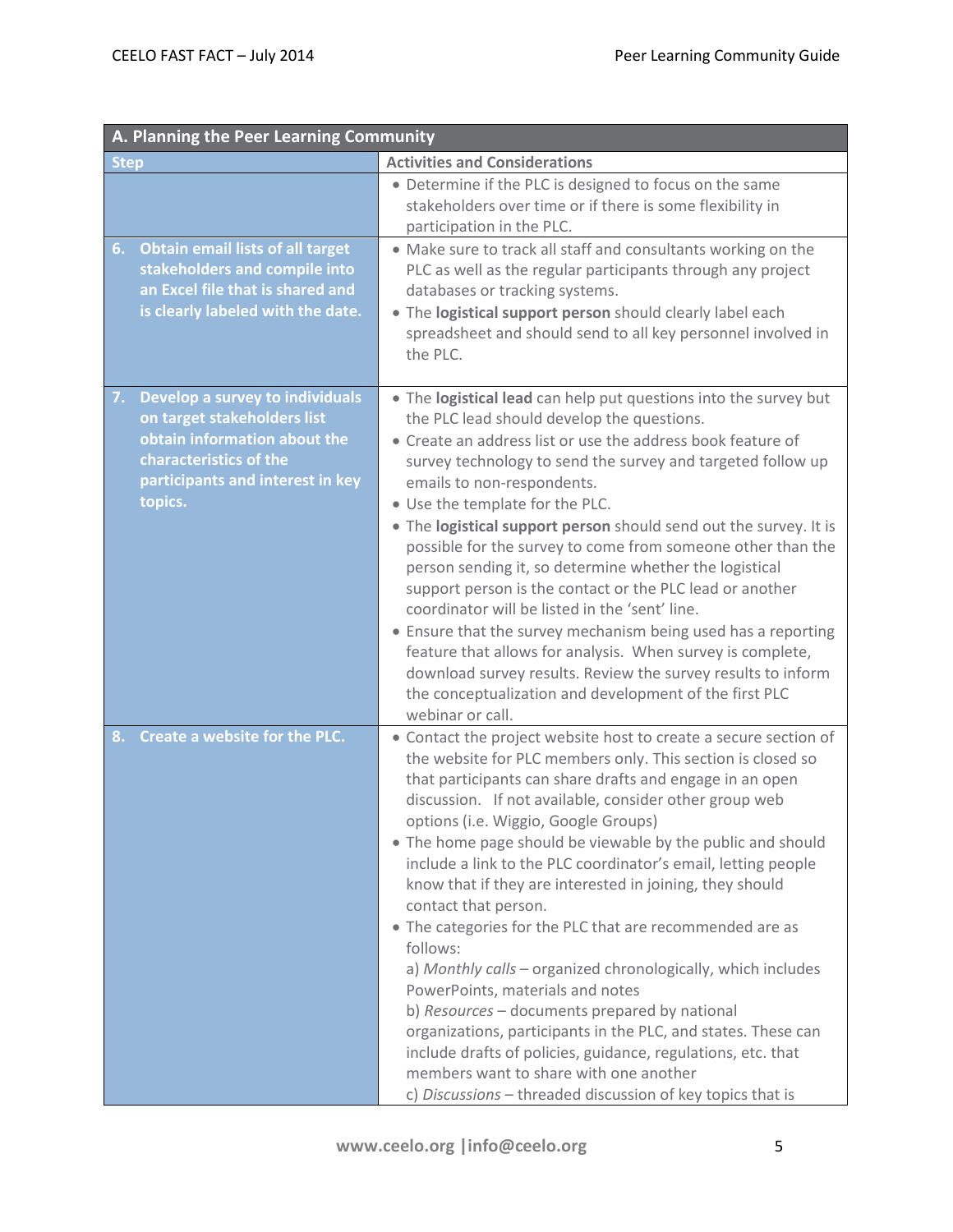| A. Planning the Peer Learning Community | |
|---|---|
| **Step** | **Activities and Considerations** |
| | • Determine if the PLC is designed to focus on the same stakeholders over time or if there is some flexibility in participation in the PLC. |
| **6. Obtain email lists of all target stakeholders and compile into an Excel file that is shared and is clearly labeled with the date.** | • Make sure to track all staff and consultants working on the PLC as well as the regular participants through any project databases or tracking systems.<br>• The **logistical support person** should clearly label each spreadsheet and should send to all key personnel involved in the PLC. |
| **7. Develop a survey to individuals on target stakeholders list obtain information about the characteristics of the participants and interest in key topics.** | • The **logistical lead** can help put questions into the survey but the PLC lead should develop the questions.<br>• Create an address list or use the address book feature of survey technology to send the survey and targeted follow up emails to non-respondents.<br>• Use the template for the PLC.<br>• The **logistical support person** should send out the survey. It is possible for the survey to come from someone other than the person sending it, so determine whether the logistical support person is the contact or the PLC lead or another coordinator will be listed in the 'sent' line.<br>• Ensure that the survey mechanism being used has a reporting feature that allows for analysis. When survey is complete, download survey results. Review the survey results to inform the conceptualization and development of the first PLC webinar or call. |
| **8. Create a website for the PLC.** | • Contact the project website host to create a secure section of the website for PLC members only. This section is closed so that participants can share drafts and engage in an open discussion. If not available, consider other group web options (i.e. Wiggio, Google Groups)<br>• The home page should be viewable by the public and should include a link to the PLC coordinator's email, letting people know that if they are interested in joining, they should contact that person.<br>• The categories for the PLC that are recommended are as follows:<br>a) *Monthly calls* – organized chronologically, which includes PowerPoints, materials and notes<br>b) *Resources* – documents prepared by national organizations, participants in the PLC, and states. These can include drafts of policies, guidance, regulations, etc. that members want to share with one another<br>c) *Discussions* – threaded discussion of key topics that is |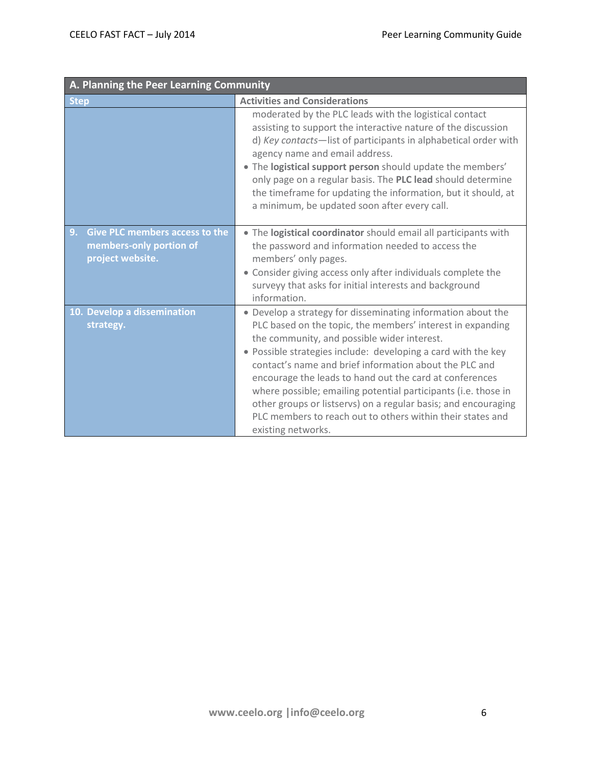| A. Planning the Peer Learning Community | |
|---|---|
| **Step** | **Activities and Considerations** |
| | moderated by the PLC leads with the logistical contact assisting to support the interactive nature of the discussion<br>d) *Key contacts*—list of participants in alphabetical order with agency name and email address.<br>• The **logistical support person** should update the members' only page on a regular basis. The **PLC lead** should determine the timeframe for updating the information, but it should, at a minimum, be updated soon after every call. |
| **9. Give PLC members access to the members-only portion of project website.** | • The **logistical coordinator** should email all participants with the password and information needed to access the members' only pages.<br>• Consider giving access only after individuals complete the surveyy that asks for initial interests and background information. |
| **10. Develop a dissemination strategy.** | • Develop a strategy for disseminating information about the PLC based on the topic, the members' interest in expanding the community, and possible wider interest.<br>• Possible strategies include: developing a card with the key contact's name and brief information about the PLC and encourage the leads to hand out the card at conferences where possible; emailing potential participants (i.e. those in other groups or listservs) on a regular basis; and encouraging PLC members to reach out to others within their states and existing networks. |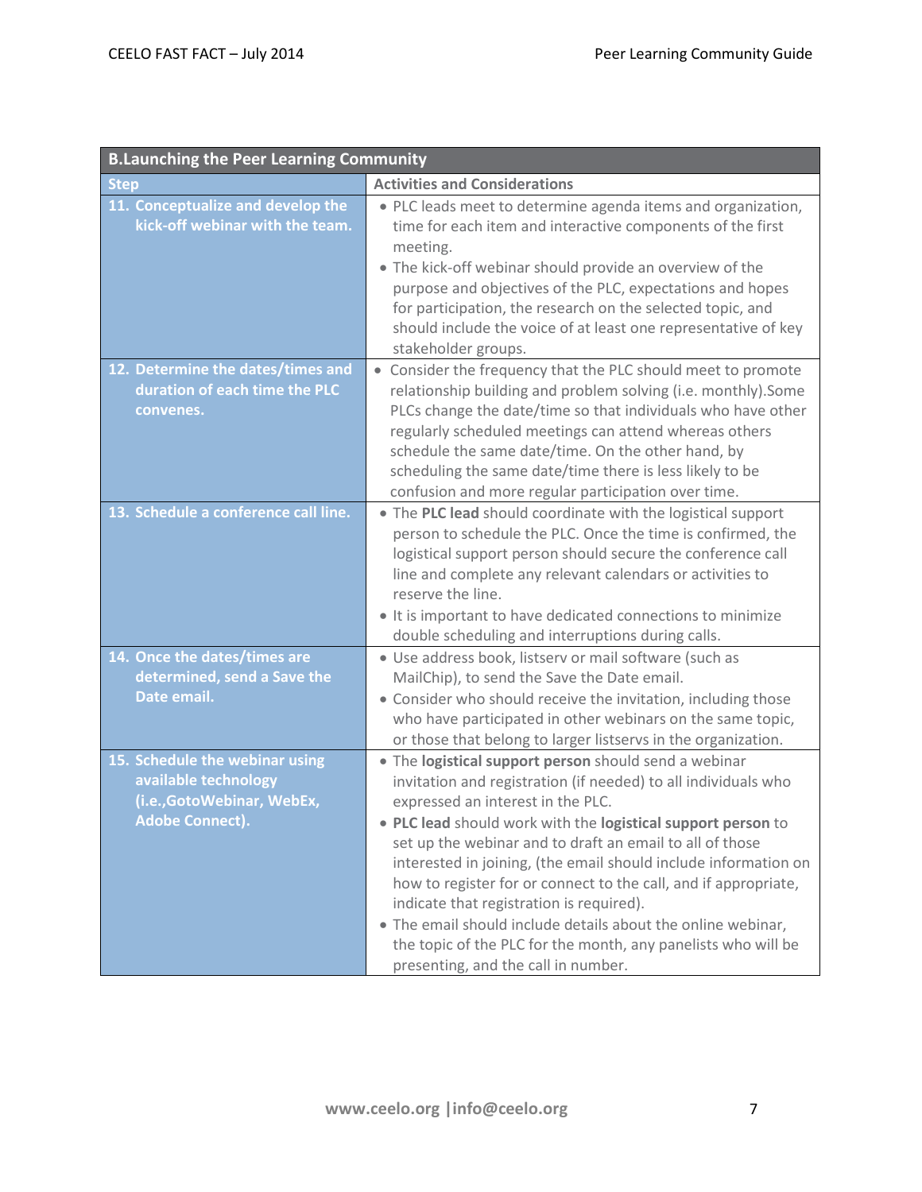| B.Launching the Peer Learning Community | |
|---|---|
| **Step** | **Activities and Considerations** |
| **11. Conceptualize and develop the kick-off webinar with the team.** | • PLC leads meet to determine agenda items and organization, time for each item and interactive components of the first meeting.<br>• The kick-off webinar should provide an overview of the purpose and objectives of the PLC, expectations and hopes for participation, the research on the selected topic, and should include the voice of at least one representative of key stakeholder groups. |
| **12. Determine the dates/times and duration of each time the PLC convenes.** | • Consider the frequency that the PLC should meet to promote relationship building and problem solving (i.e. monthly).Some PLCs change the date/time so that individuals who have other regularly scheduled meetings can attend whereas others schedule the same date/time. On the other hand, by scheduling the same date/time there is less likely to be confusion and more regular participation over time. |
| **13. Schedule a conference call line.** | • The **PLC lead** should coordinate with the logistical support person to schedule the PLC. Once the time is confirmed, the logistical support person should secure the conference call line and complete any relevant calendars or activities to reserve the line.<br>• It is important to have dedicated connections to minimize double scheduling and interruptions during calls. |
| **14. Once the dates/times are determined, send a Save the Date email.** | • Use address book, listserv or mail software (such as MailChip), to send the Save the Date email.<br>• Consider who should receive the invitation, including those who have participated in other webinars on the same topic, or those that belong to larger listservs in the organization. |
| **15. Schedule the webinar using available technology (i.e.,GotoWebinar, WebEx, Adobe Connect).** | • The **logistical support person** should send a webinar invitation and registration (if needed) to all individuals who expressed an interest in the PLC.<br>• **PLC lead** should work with the **logistical support person** to set up the webinar and to draft an email to all of those interested in joining, (the email should include information on how to register for or connect to the call, and if appropriate, indicate that registration is required).<br>• The email should include details about the online webinar, the topic of the PLC for the month, any panelists who will be presenting, and the call in number. |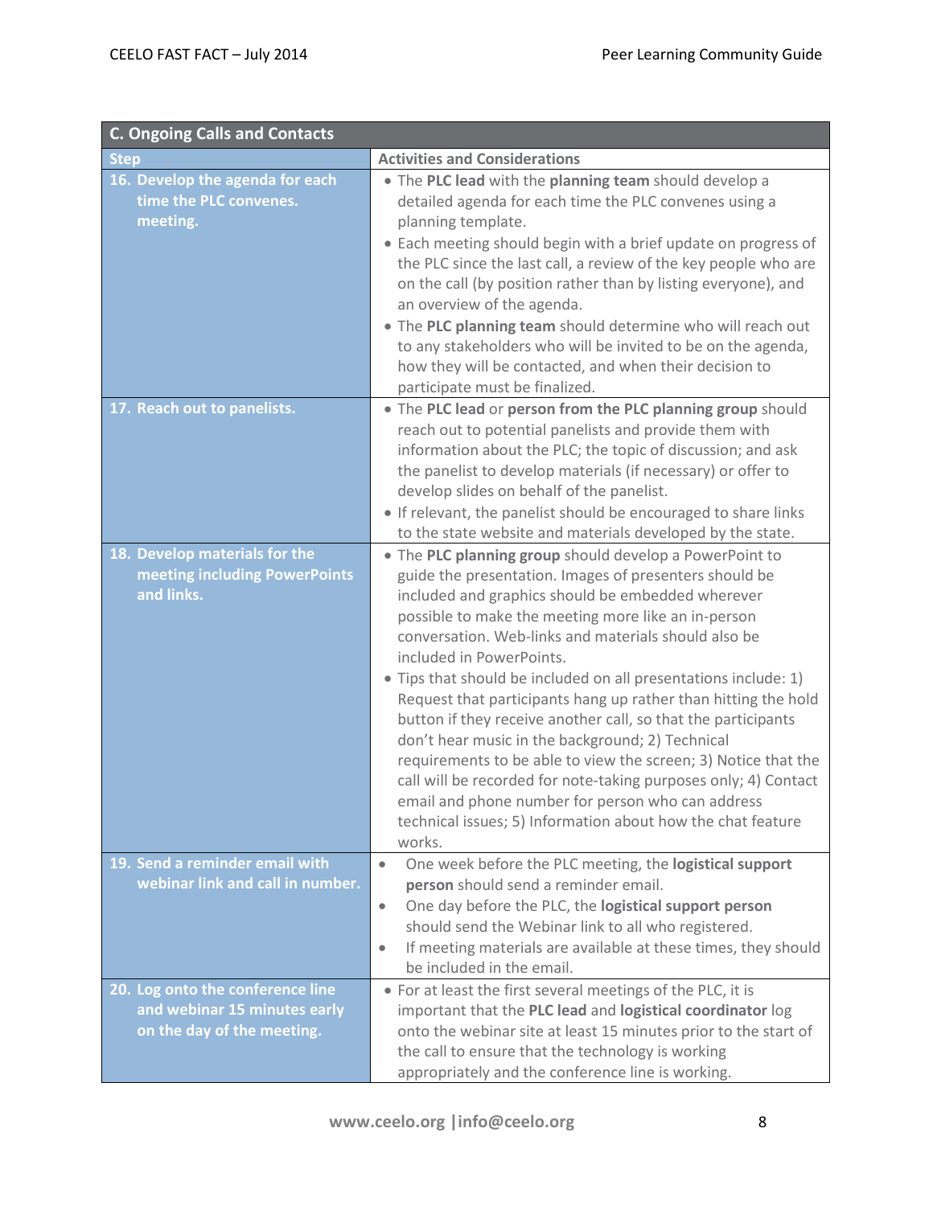| C. Ongoing Calls and Contacts | |
|---|---|
| **Step** | **Activities and Considerations** |
| **16. Develop the agenda for each time the PLC convenes. meeting.** | • The **PLC lead** with the **planning team** should develop a detailed agenda for each time the PLC convenes using a planning template.<br>• Each meeting should begin with a brief update on progress of the PLC since the last call, a review of the key people who are on the call (by position rather than by listing everyone), and an overview of the agenda.<br>• The **PLC planning team** should determine who will reach out to any stakeholders who will be invited to be on the agenda, how they will be contacted, and when their decision to participate must be finalized. |
| **17. Reach out to panelists.** | • The **PLC lead** or **person from the PLC planning group** should reach out to potential panelists and provide them with information about the PLC; the topic of discussion; and ask the panelist to develop materials (if necessary) or offer to develop slides on behalf of the panelist.<br>• If relevant, the panelist should be encouraged to share links to the state website and materials developed by the state. |
| **18. Develop materials for the meeting including PowerPoints and links.** | • The **PLC planning group** should develop a PowerPoint to guide the presentation. Images of presenters should be included and graphics should be embedded wherever possible to make the meeting more like an in-person conversation. Web-links and materials should also be included in PowerPoints.<br>• Tips that should be included on all presentations include: 1) Request that participants hang up rather than hitting the hold button if they receive another call, so that the participants don't hear music in the background; 2) Technical requirements to be able to view the screen; 3) Notice that the call will be recorded for note-taking purposes only; 4) Contact email and phone number for person who can address technical issues; 5) Information about how the chat feature works. |
| **19. Send a reminder email with webinar link and call in number.** | • One week before the PLC meeting, the **logistical support person** should send a reminder email.<br>• One day before the PLC, the **logistical support person** should send the Webinar link to all who registered.<br>• If meeting materials are available at these times, they should be included in the email. |
| **20. Log onto the conference line and webinar 15 minutes early on the day of the meeting.** | • For at least the first several meetings of the PLC, it is important that the **PLC lead** and **logistical coordinator** log onto the webinar site at least 15 minutes prior to the start of the call to ensure that the technology is working appropriately and the conference line is working. |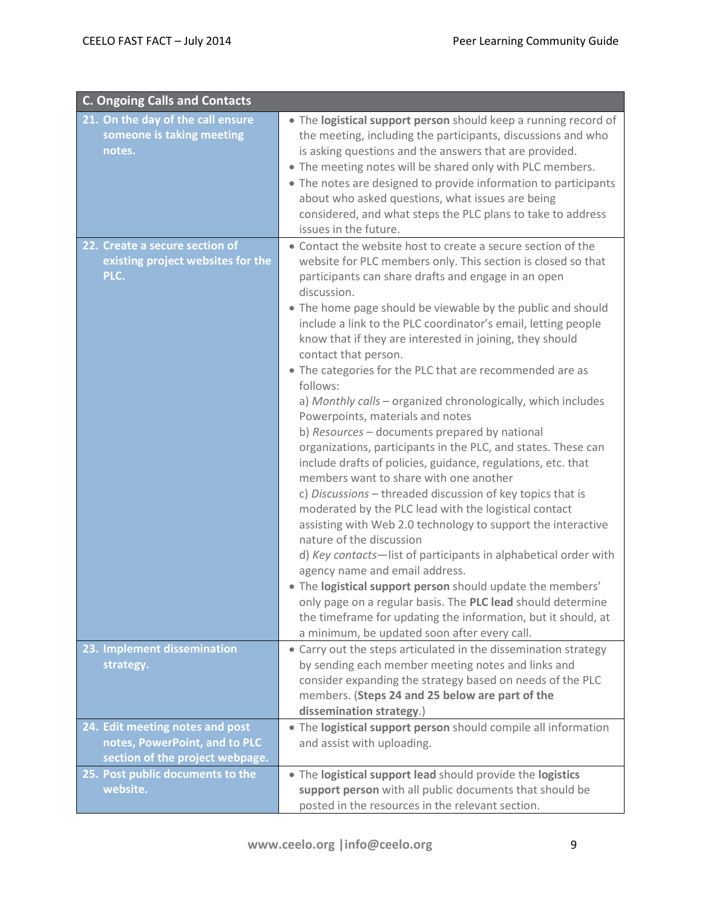| C. Ongoing Calls and Contacts | |
|---|---|
| **21. On the day of the call ensure someone is taking meeting notes.** | • The **logistical support person** should keep a running record of the meeting, including the participants, discussions and who is asking questions and the answers that are provided.<br>• The meeting notes will be shared only with PLC members.<br>• The notes are designed to provide information to participants about who asked questions, what issues are being considered, and what steps the PLC plans to take to address issues in the future. |
| **22. Create a secure section of existing project websites for the PLC.** | • Contact the website host to create a secure section of the website for PLC members only. This section is closed so that participants can share drafts and engage in an open discussion.<br>• The home page should be viewable by the public and should include a link to the PLC coordinator's email, letting people know that if they are interested in joining, they should contact that person.<br>• The categories for the PLC that are recommended are as follows:<br>a) *Monthly calls* – organized chronologically, which includes Powerpoints, materials and notes<br>b) *Resources* – documents prepared by national organizations, participants in the PLC, and states. These can include drafts of policies, guidance, regulations, etc. that members want to share with one another<br>c) *Discussions* – threaded discussion of key topics that is moderated by the PLC lead with the logistical contact assisting with Web 2.0 technology to support the interactive nature of the discussion<br>d) *Key contacts*—list of participants in alphabetical order with agency name and email address.<br>• The **logistical support person** should update the members' only page on a regular basis. The **PLC lead** should determine the timeframe for updating the information, but it should, at a minimum, be updated soon after every call. |
| **23. Implement dissemination strategy.** | • Carry out the steps articulated in the dissemination strategy by sending each member meeting notes and links and consider expanding the strategy based on needs of the PLC members. (**Steps 24 and 25 below are part of the dissemination strategy**.) |
| **24. Edit meeting notes and post notes, PowerPoint, and to PLC section of the project webpage.** | • The **logistical support person** should compile all information and assist with uploading. |
| **25. Post public documents to the website.** | • The **logistical support lead** should provide the **logistics support person** with all public documents that should be posted in the resources in the relevant section. |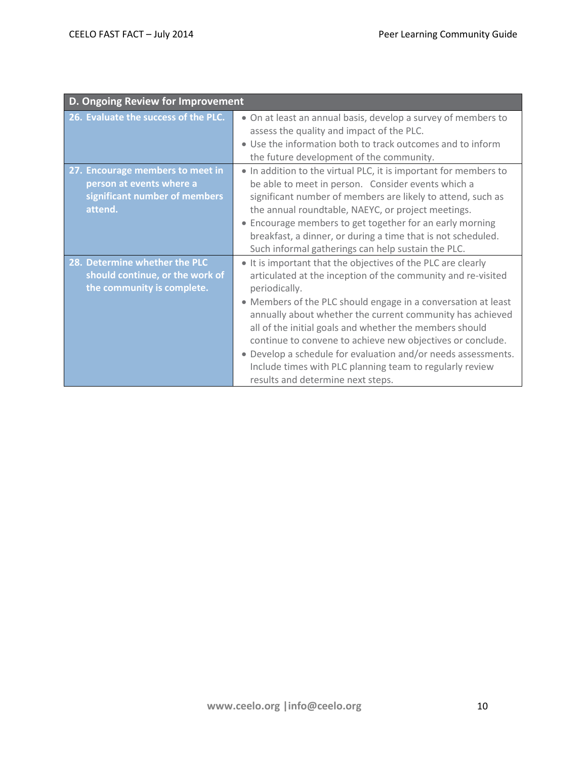| D. Ongoing Review for Improvement | |
|---|---|
| **26. Evaluate the success of the PLC.** | • On at least an annual basis, develop a survey of members to assess the quality and impact of the PLC.<br>• Use the information both to track outcomes and to inform the future development of the community. |
| **27. Encourage members to meet in person at events where a significant number of members attend.** | • In addition to the virtual PLC, it is important for members to be able to meet in person. Consider events which a significant number of members are likely to attend, such as the annual roundtable, NAEYC, or project meetings.<br>• Encourage members to get together for an early morning breakfast, a dinner, or during a time that is not scheduled. Such informal gatherings can help sustain the PLC. |
| **28. Determine whether the PLC should continue, or the work of the community is complete.** | • It is important that the objectives of the PLC are clearly articulated at the inception of the community and re-visited periodically.<br>• Members of the PLC should engage in a conversation at least annually about whether the current community has achieved all of the initial goals and whether the members should continue to convene to achieve new objectives or conclude.<br>• Develop a schedule for evaluation and/or needs assessments. Include times with PLC planning team to regularly review results and determine next steps. |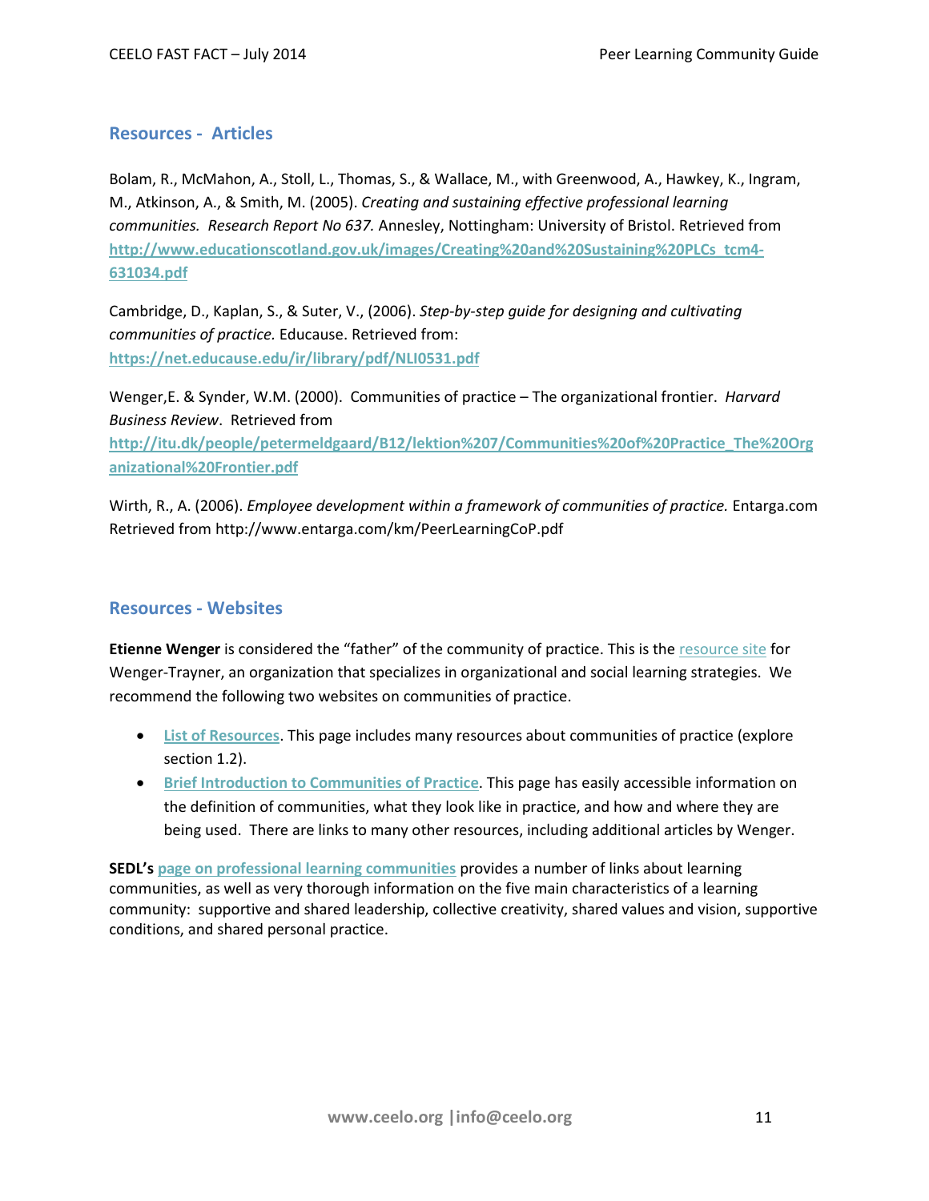## Resources - Articles

Bolam, R., McMahon, A., Stoll, L., Thomas, S., & Wallace, M., with Greenwood, A., Hawkey, K., Ingram, M., Atkinson, A., & Smith, M. (2005). *Creating and sustaining effective professional learning communities. Research Report No 637.* Annesley, Nottingham: University of Bristol. Retrieved from **http://www.educationscotland.gov.uk/images/Creating%20and%20Sustaining%20PLCs_tcm4-631034.pdf**

Cambridge, D., Kaplan, S., & Suter, V., (2006). *Step-by-step guide for designing and cultivating communities of practice.* Educause. Retrieved from: **https://net.educause.edu/ir/library/pdf/NLI0531.pdf**

Wenger,E. & Synder, W.M. (2000). Communities of practice – The organizational frontier. *Harvard Business Review*. Retrieved from **http://itu.dk/people/petermeldgaard/B12/lektion%207/Communities%20of%20Practice_The%20Organizational%20Frontier.pdf**

Wirth, R., A. (2006). *Employee development within a framework of communities of practice.* Entarga.com Retrieved from http://www.entarga.com/km/PeerLearningCoP.pdf

## Resources - Websites

**Etienne Wenger** is considered the "father" of the community of practice. This is the resource site for Wenger-Trayner, an organization that specializes in organizational and social learning strategies. We recommend the following two websites on communities of practice.

- **List of Resources**. This page includes many resources about communities of practice (explore section 1.2).
- **Brief Introduction to Communities of Practice**. This page has easily accessible information on the definition of communities, what they look like in practice, and how and where they are being used. There are links to many other resources, including additional articles by Wenger.

**SEDL's** **page on professional learning communities** provides a number of links about learning communities, as well as very thorough information on the five main characteristics of a learning community: supportive and shared leadership, collective creativity, shared values and vision, supportive conditions, and shared personal practice.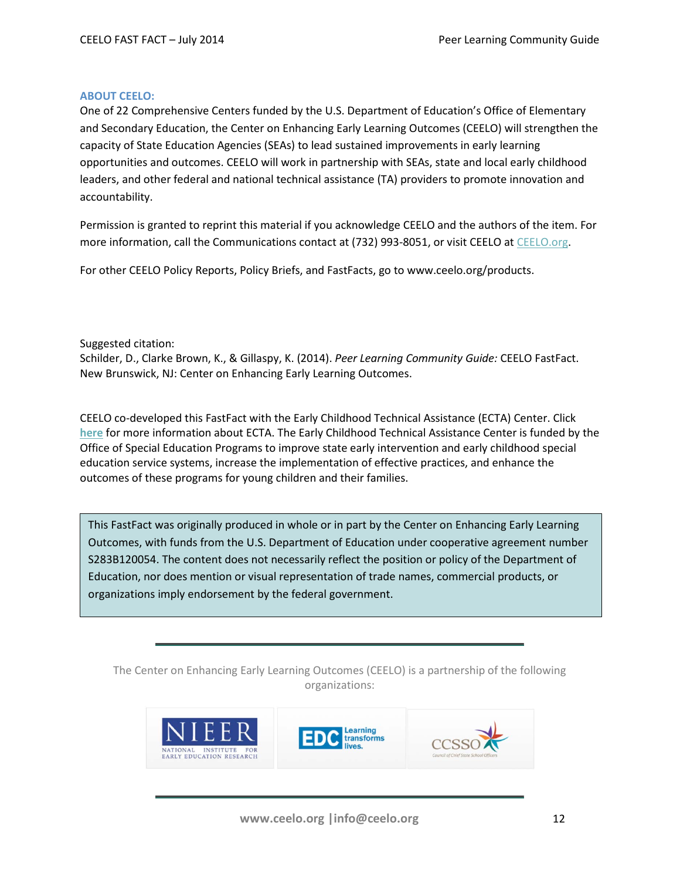### ABOUT CEELO:

One of 22 Comprehensive Centers funded by the U.S. Department of Education's Office of Elementary and Secondary Education, the Center on Enhancing Early Learning Outcomes (CEELO) will strengthen the capacity of State Education Agencies (SEAs) to lead sustained improvements in early learning opportunities and outcomes. CEELO will work in partnership with SEAs, state and local early childhood leaders, and other federal and national technical assistance (TA) providers to promote innovation and accountability.

Permission is granted to reprint this material if you acknowledge CEELO and the authors of the item. For more information, call the Communications contact at (732) 993-8051, or visit CEELO at CEELO.org.

For other CEELO Policy Reports, Policy Briefs, and FastFacts, go to www.ceelo.org/products.

Suggested citation:
Schilder, D., Clarke Brown, K., & Gillaspy, K. (2014). *Peer Learning Community Guide:* CEELO FastFact. New Brunswick, NJ: Center on Enhancing Early Learning Outcomes.

CEELO co-developed this FastFact with the Early Childhood Technical Assistance (ECTA) Center. Click **here** for more information about ECTA. The Early Childhood Technical Assistance Center is funded by the Office of Special Education Programs to improve state early intervention and early childhood special education service systems, increase the implementation of effective practices, and enhance the outcomes of these programs for young children and their families.

This FastFact was originally produced in whole or in part by the Center on Enhancing Early Learning Outcomes, with funds from the U.S. Department of Education under cooperative agreement number S283B120054. The content does not necessarily reflect the position or policy of the Department of Education, nor does mention or visual representation of trade names, commercial products, or organizations imply endorsement by the federal government.

The Center on Enhancing Early Learning Outcomes (CEELO) is a partnership of the following organizations:

NIEER NATIONAL INSTITUTE FOR EARLY EDUCATION RESEARCH

EDC Learning transforms lives.

CCSSO Council of Chief State School Officers

**www.ceelo.org | info@ceelo.org**